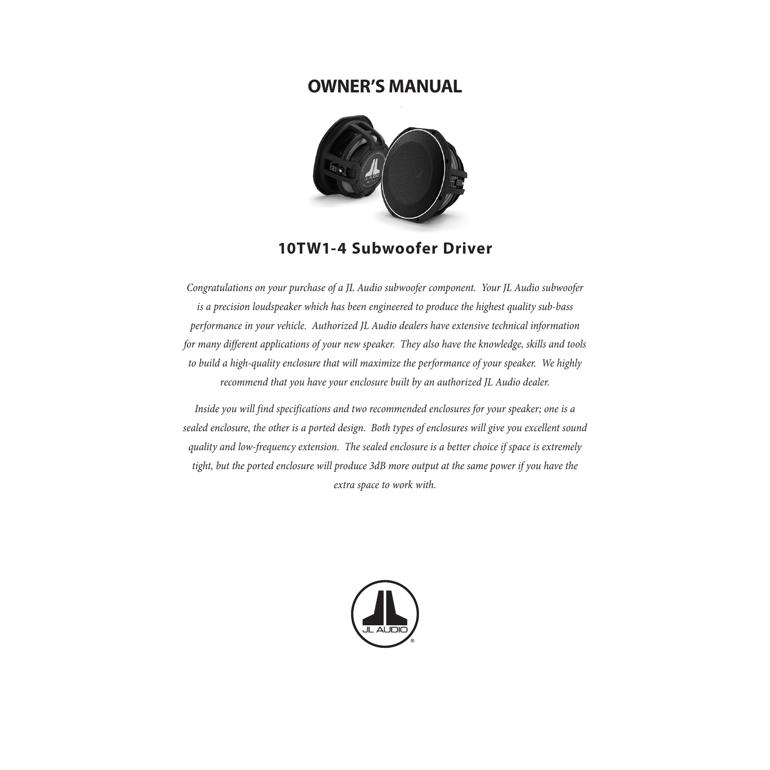# OWNER'S MANUAL

## 10TW1-4 Subwoofer Driver

*Congratulations on your purchase of a JL Audio subwoofer component. Your JL Audio subwoofer is a precision loudspeaker which has been engineered to produce the highest quality sub-bass performance in your vehicle. Authorized JL Audio dealers have extensive technical information for many different applications of your new speaker. They also have the knowledge, skills and tools to build a high-quality enclosure that will maximize the performance of your speaker. We highly recommend that you have your enclosure built by an authorized JL Audio dealer.*

*Inside you will find specifications and two recommended enclosures for your speaker; one is a sealed enclosure, the other is a ported design. Both types of enclosures will give you excellent sound quality and low-frequency extension. The sealed enclosure is a better choice if space is extremely tight, but the ported enclosure will produce 3dB more output at the same power if you have the extra space to work with.*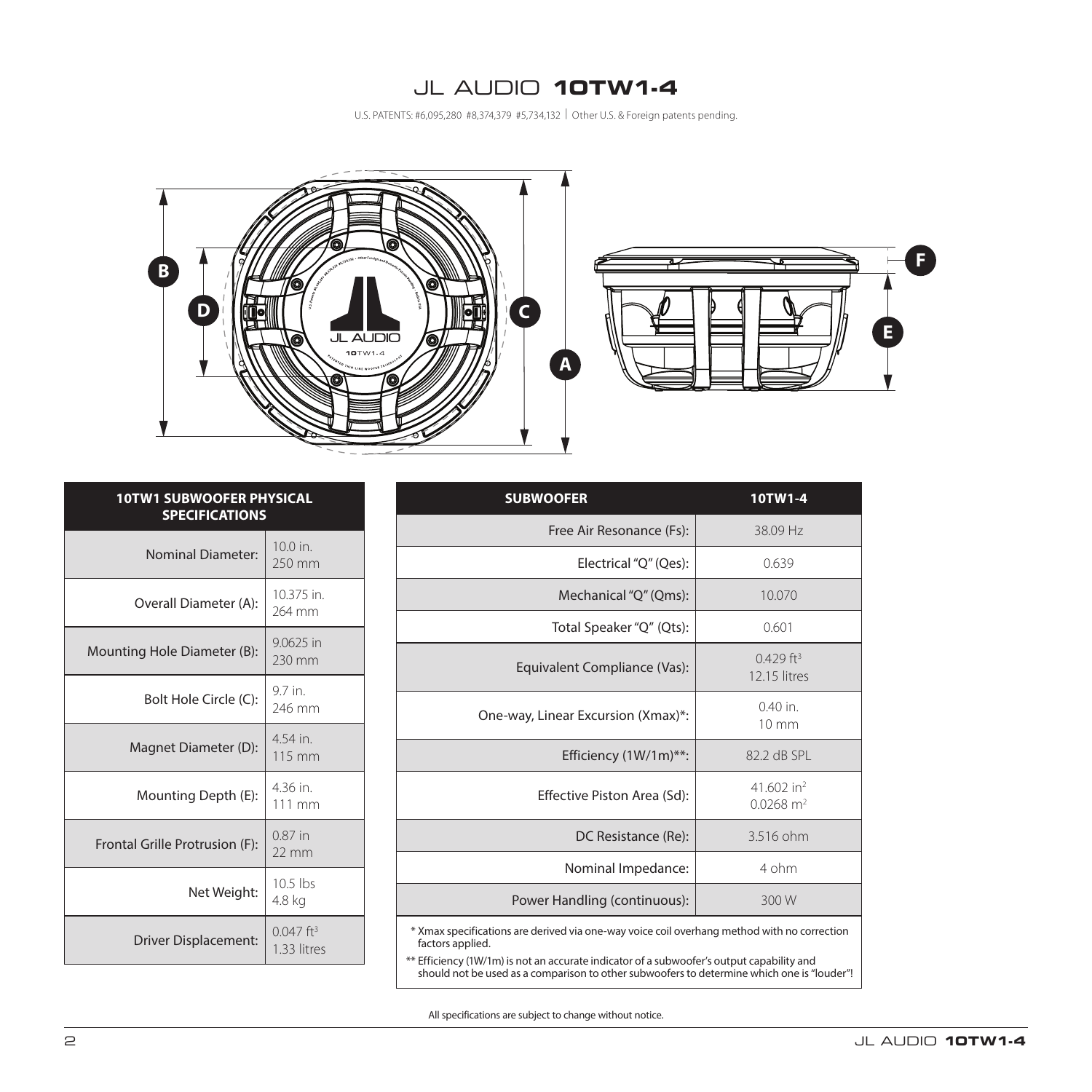# JL AUDIO **10TW1-4**

U.S. PATENTS: #6,095,280 #8,374,379 #5,734,132 | Other U.S. & Foreign patents pending.

| 10TW1 SUBWOOFER PHYSICAL SPECIFICATIONS | |
|---|---|
| Nominal Diameter: | 10.0 in.<br>250 mm |
| Overall Diameter (A): | 10.375 in.<br>264 mm |
| Mounting Hole Diameter (B): | 9.0625 in<br>230 mm |
| Bolt Hole Circle (C): | 9.7 in.<br>246 mm |
| Magnet Diameter (D): | 4.54 in.<br>115 mm |
| Mounting Depth (E): | 4.36 in.<br>111 mm |
| Frontal Grille Protrusion (F): | 0.87 in<br>22 mm |
| Net Weight: | 10.5 lbs<br>4.8 kg |
| Driver Displacement: | 0.047 $ft^3$<br>1.33 litres |

| SUBWOOFER | 10TW1-4 |
|---|---|
| Free Air Resonance (Fs): | 38.09 Hz |
| Electrical "Q" (Qes): | 0.639 |
| Mechanical "Q" (Qms): | 10.070 |
| Total Speaker "Q" (Qts): | 0.601 |
| Equivalent Compliance (Vas): | 0.429 $ft^3$<br>12.15 litres |
| One-way, Linear Excursion (Xmax)*: | 0.40 in.<br>10 mm |
| Efficiency (1W/1m)**: | 82.2 dB SPL |
| Effective Piston Area (Sd): | 41.602 $in^2$<br>0.0268 $m^2$ |
| DC Resistance (Re): | 3.516 ohm |
| Nominal Impedance: | 4 ohm |
| Power Handling (continuous): | 300 W |

\* Xmax specifications are derived via one-way voice coil overhang method with no correction factors applied.

\*\* Efficiency (1W/1m) is not an accurate indicator of a subwoofer's output capability and should not be used as a comparison to other subwoofers to determine which one is "louder"!

All specifications are subject to change without notice.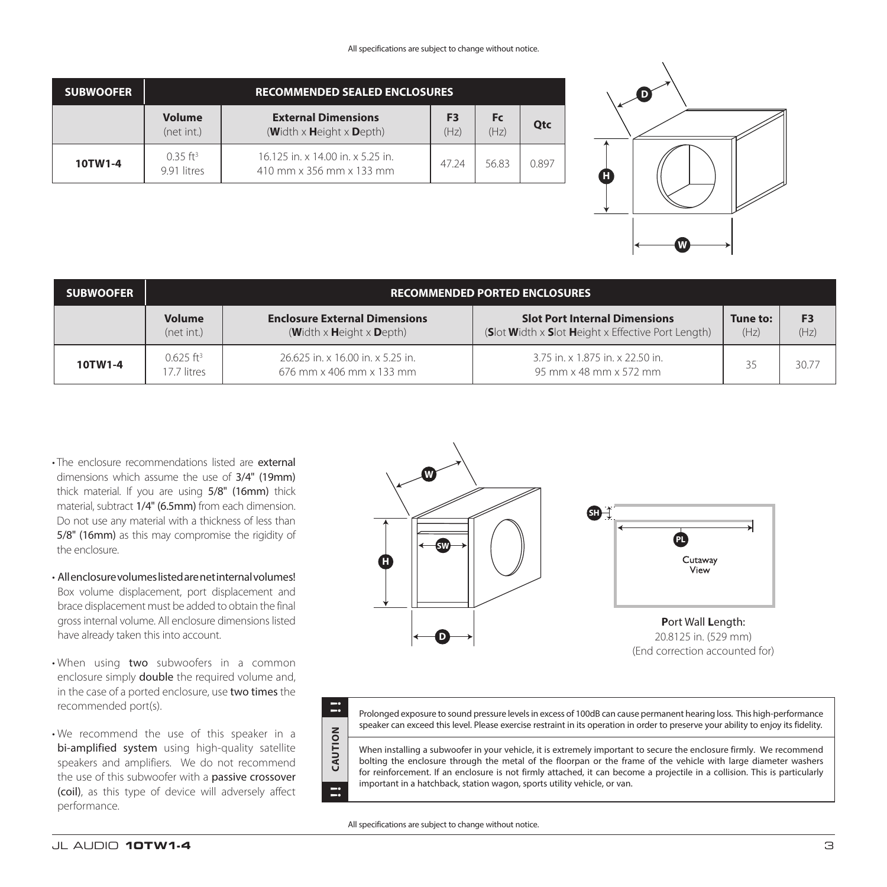All specifications are subject to change without notice.

| SUBWOOFER | RECOMMENDED SEALED ENCLOSURES | | | | |
|---|---|---|---|---|---|
| | **Volume** (net int.) | **External Dimensions** (**W**idth x **H**eight x **D**epth) | **F3** (Hz) | **Fc** (Hz) | **Qtc** |
| **10TW1-4** | 0.35 $ft^3$ 9.91 litres | 16.125 in. x 14.00 in. x 5.25 in. 410 mm x 356 mm x 133 mm | 47.24 | 56.83 | 0.897 |

| SUBWOOFER | RECOMMENDED PORTED ENCLOSURES | | | | |
|---|---|---|---|---|---|
| | **Volume** (net int.) | **Enclosure External Dimensions** (**W**idth x **H**eight x **D**epth) | **Slot Port Internal Dimensions** (**S**lot **W**idth x **S**lot **H**eight x Effective Port Length) | **Tune to:** (Hz) | **F3** (Hz) |
| **10TW1-4** | 0.625 $ft^3$ 17.7 litres | 26.625 in. x 16.00 in. x 5.25 in. 676 mm x 406 mm x 133 mm | 3.75 in. x 1.875 in. x 22.50 in. 95 mm x 48 mm x 572 mm | 35 | 30.77 |

- The enclosure recommendations listed are external dimensions which assume the use of 3/4" (19mm) thick material. If you are using 5/8" (16mm) thick material, subtract 1/4" (6.5mm) from each dimension. Do not use any material with a thickness of less than 5/8" (16mm) as this may compromise the rigidity of the enclosure.
- All enclosure volumes listed are net internal volumes! Box volume displacement, port displacement and brace displacement must be added to obtain the final gross internal volume. All enclosure dimensions listed have already taken this into account.
- When using **two** subwoofers in a common enclosure simply **double** the required volume and, in the case of a ported enclosure, use **two times** the recommended port(s).
- We recommend the use of this speaker in a **bi-amplified system** using high-quality satellite speakers and amplifiers. We do not recommend the use of this subwoofer with a **passive crossover (coil)**, as this type of device will adversely affect performance.

Cutaway View

**P**ort Wall **L**ength:
20.8125 in. (529 mm)
(End correction accounted for)

**CAUTION**

Prolonged exposure to sound pressure levels in excess of 100dB can cause permanent hearing loss. This high-performance speaker can exceed this level. Please exercise restraint in its operation in order to preserve your ability to enjoy its fidelity.

When installing a subwoofer in your vehicle, it is extremely important to secure the enclosure firmly. We recommend bolting the enclosure through the metal of the floorpan or the frame of the vehicle with large diameter washers for reinforcement. If an enclosure is not firmly attached, it can become a projectile in a collision. This is particularly important in a hatchback, station wagon, sports utility vehicle, or van.

All specifications are subject to change without notice.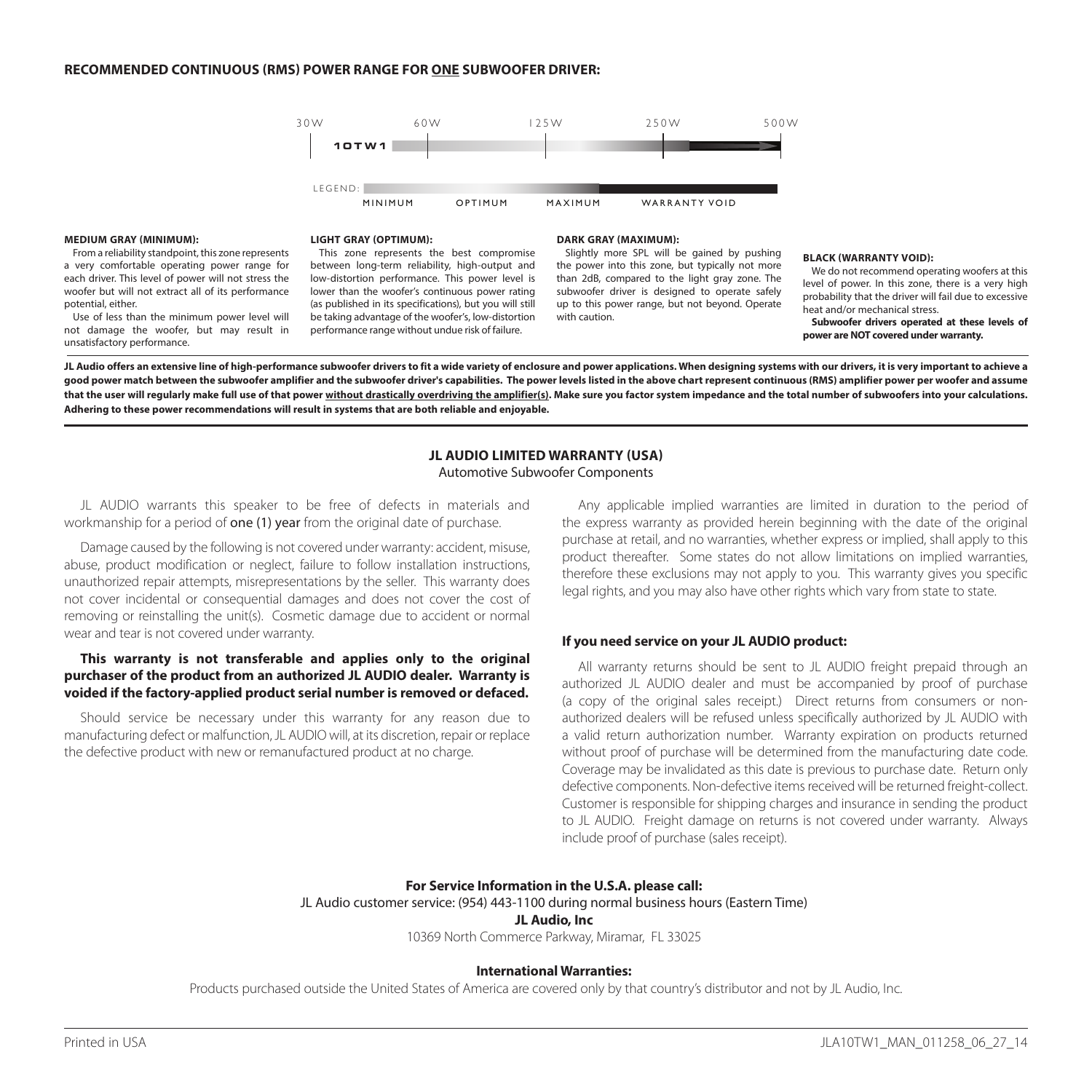**RECOMMENDED CONTINUOUS (RMS) POWER RANGE FOR ONE SUBWOOFER DRIVER:**

30W 60W 125W 250W 500W

10TW1

LEGEND:

MINIMUM OPTIMUM MAXIMUM WARRANTY VOID

**MEDIUM GRAY (MINIMUM):**

From a reliability standpoint, this zone represents a very comfortable operating power range for each driver. This level of power will not stress the woofer but will not extract all of its performance potential, either.

Use of less than the minimum power level will not damage the woofer, but may result in unsatisfactory performance.

**LIGHT GRAY (OPTIMUM):**

This zone represents the best compromise between long-term reliability, high-output and low-distortion performance. This power level is lower than the woofer's continuous power rating (as published in its specifications), but you will still be taking advantage of the woofer's, low-distortion performance range without undue risk of failure.

**DARK GRAY (MAXIMUM):**

Slightly more SPL will be gained by pushing the power into this zone, but typically not more than 2dB, compared to the light gray zone. The subwoofer driver is designed to operate safely up to this power range, but not beyond. Operate with caution.

**BLACK (WARRANTY VOID):**

We do not recommend operating woofers at this level of power. In this zone, there is a very high probability that the driver will fail due to excessive heat and/or mechanical stress.

**Subwoofer drivers operated at these levels of power are NOT covered under warranty.**

**JL Audio offers an extensive line of high-performance subwoofer drivers to fit a wide variety of enclosure and power applications. When designing systems with our drivers, it is very important to achieve a good power match between the subwoofer amplifier and the subwoofer driver's capabilities. The power levels listed in the above chart represent continuous (RMS) amplifier power per woofer and assume that the user will regularly make full use of that power without drastically overdriving the amplifier(s). Make sure you factor system impedance and the total number of subwoofers into your calculations. Adhering to these power recommendations will result in systems that are both reliable and enjoyable.**

## JL AUDIO LIMITED WARRANTY (USA)

Automotive Subwoofer Components

JL AUDIO warrants this speaker to be free of defects in materials and workmanship for a period of one (1) year from the original date of purchase.

Damage caused by the following is not covered under warranty: accident, misuse, abuse, product modification or neglect, failure to follow installation instructions, unauthorized repair attempts, misrepresentations by the seller. This warranty does not cover incidental or consequential damages and does not cover the cost of removing or reinstalling the unit(s). Cosmetic damage due to accident or normal wear and tear is not covered under warranty.

**This warranty is not transferable and applies only to the original purchaser of the product from an authorized JL AUDIO dealer. Warranty is voided if the factory-applied product serial number is removed or defaced.**

Should service be necessary under this warranty for any reason due to manufacturing defect or malfunction, JL AUDIO will, at its discretion, repair or replace the defective product with new or remanufactured product at no charge.

Any applicable implied warranties are limited in duration to the period of the express warranty as provided herein beginning with the date of the original purchase at retail, and no warranties, whether express or implied, shall apply to this product thereafter. Some states do not allow limitations on implied warranties, therefore these exclusions may not apply to you. This warranty gives you specific legal rights, and you may also have other rights which vary from state to state.

### If you need service on your JL AUDIO product:

All warranty returns should be sent to JL AUDIO freight prepaid through an authorized JL AUDIO dealer and must be accompanied by proof of purchase (a copy of the original sales receipt.) Direct returns from consumers or non-authorized dealers will be refused unless specifically authorized by JL AUDIO with a valid return authorization number. Warranty expiration on products returned without proof of purchase will be determined from the manufacturing date code. Coverage may be invalidated as this date is previous to purchase date. Return only defective components. Non-defective items received will be returned freight-collect. Customer is responsible for shipping charges and insurance in sending the product to JL AUDIO. Freight damage on returns is not covered under warranty. Always include proof of purchase (sales receipt).

**For Service Information in the U.S.A. please call:**

JL Audio customer service: (954) 443-1100 during normal business hours (Eastern Time)

**JL Audio, Inc**

10369 North Commerce Parkway, Miramar, FL 33025

**International Warranties:**

Products purchased outside the United States of America are covered only by that country's distributor and not by JL Audio, Inc.

Printed in USA

JLA10TW1_MAN_011258_06_27_14